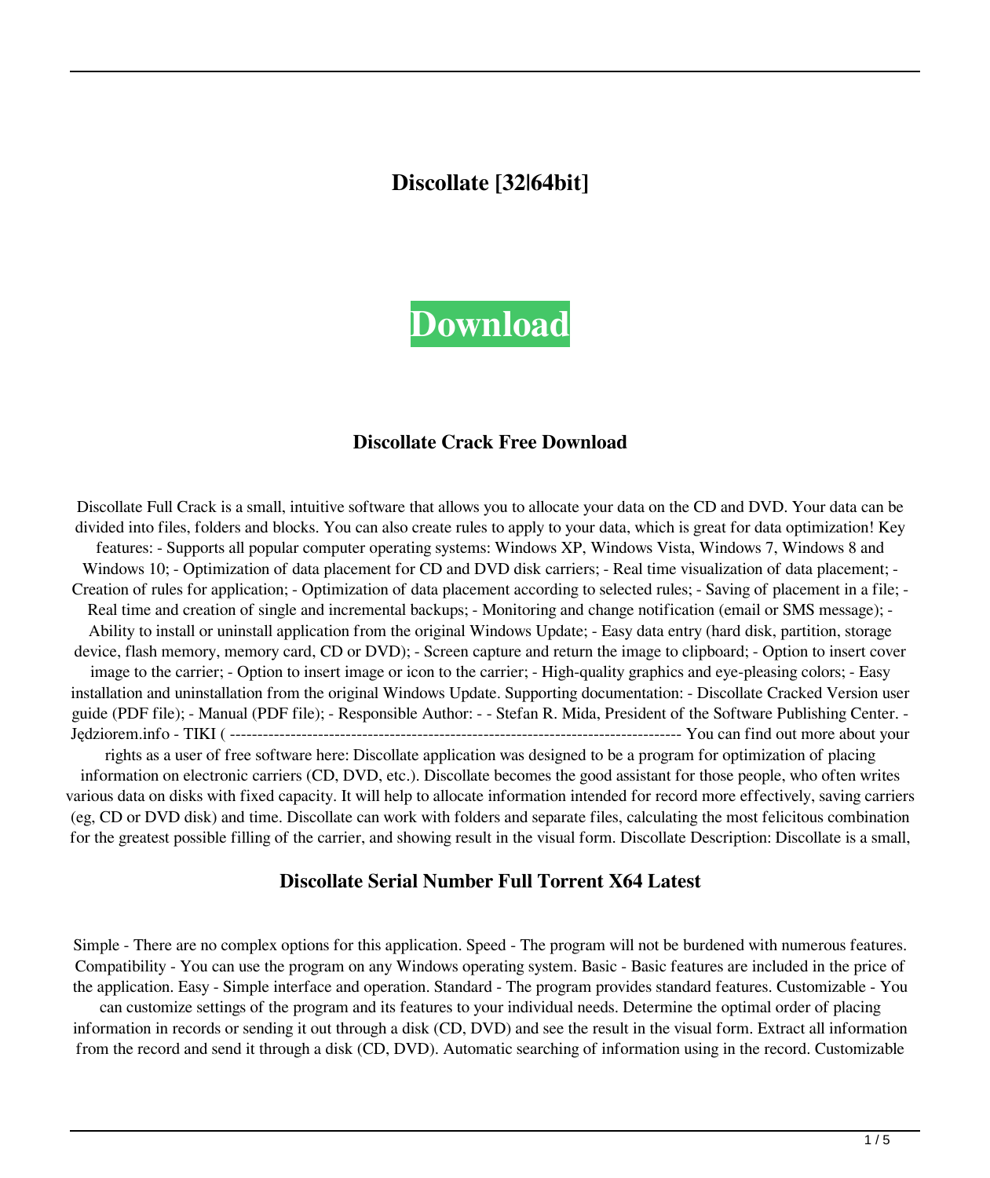# Discollate [32|64bit]

**Download**

## Discollate Crack Free Download

Discollate Full Crack is a small, intuitive software that allows you to allocate your data on the CD and DVD. Your data can be divided into files, folders and blocks. You can also create rules to apply to your data, which is great for data optimization! Key features: - Supports all popular computer operating systems: Windows XP, Windows Vista, Windows 7, Windows 8 and Windows 10; - Optimization of data placement for CD and DVD disk carriers; - Real time visualization of data placement; - Creation of rules for application; - Optimization of data placement according to selected rules; - Saving of placement in a file; - Real time and creation of single and incremental backups; - Monitoring and change notification (email or SMS message); - Ability to install or uninstall application from the original Windows Update; - Easy data entry (hard disk, partition, storage device, flash memory, memory card, CD or DVD); - Screen capture and return the image to clipboard; - Option to insert cover image to the carrier; - Option to insert image or icon to the carrier; - High-quality graphics and eye-pleasing colors; - Easy installation and uninstallation from the original Windows Update. Supporting documentation: - Discollate Cracked Version user guide (PDF file); - Manual (PDF file); - Responsible Author: - - Stefan R. Mida, President of the Software Publishing Center. - Jędziorem.info - TIKI ( -------------------------------------------------------------------------------- You can find out more about your rights as a user of free software here: Discollate application was designed to be a program for optimization of placing information on electronic carriers (CD, DVD, etc.). Discollate becomes the good assistant for those people, who often writes various data on disks with fixed capacity. It will help to allocate information intended for record more effectively, saving carriers (eg, CD or DVD disk) and time. Discollate can work with folders and separate files, calculating the most felicitous combination for the greatest possible filling of the carrier, and showing result in the visual form. Discollate Description: Discollate is a small,

## Discollate Serial Number Full Torrent X64 Latest

Simple - There are no complex options for this application. Speed - The program will not be burdened with numerous features. Compatibility - You can use the program on any Windows operating system. Basic - Basic features are included in the price of the application. Easy - Simple interface and operation. Standard - The program provides standard features. Customizable - You can customize settings of the program and its features to your individual needs. Determine the optimal order of placing information in records or sending it out through a disk (CD, DVD) and see the result in the visual form. Extract all information from the record and send it through a disk (CD, DVD). Automatic searching of information using in the record. Customizable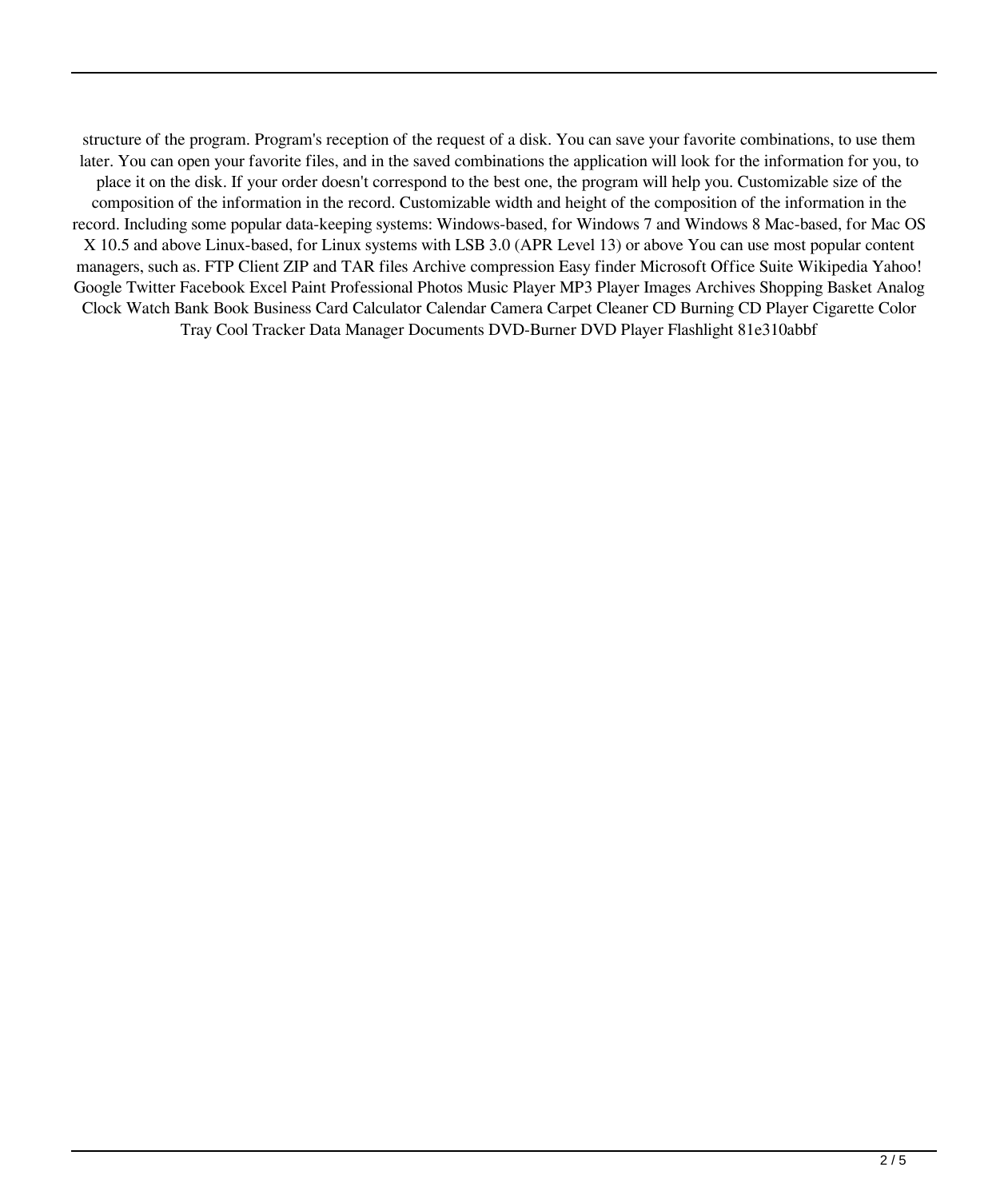structure of the program. Program's reception of the request of a disk. You can save your favorite combinations, to use them later. You can open your favorite files, and in the saved combinations the application will look for the information for you, to place it on the disk. If your order doesn't correspond to the best one, the program will help you. Customizable size of the composition of the information in the record. Customizable width and height of the composition of the information in the record. Including some popular data-keeping systems: Windows-based, for Windows 7 and Windows 8 Mac-based, for Mac OS X 10.5 and above Linux-based, for Linux systems with LSB 3.0 (APR Level 13) or above You can use most popular content managers, such as. FTP Client ZIP and TAR files Archive compression Easy finder Microsoft Office Suite Wikipedia Yahoo! Google Twitter Facebook Excel Paint Professional Photos Music Player MP3 Player Images Archives Shopping Basket Analog Clock Watch Bank Book Business Card Calculator Calendar Camera Carpet Cleaner CD Burning CD Player Cigarette Color Tray Cool Tracker Data Manager Documents DVD-Burner DVD Player Flashlight 81e310abbf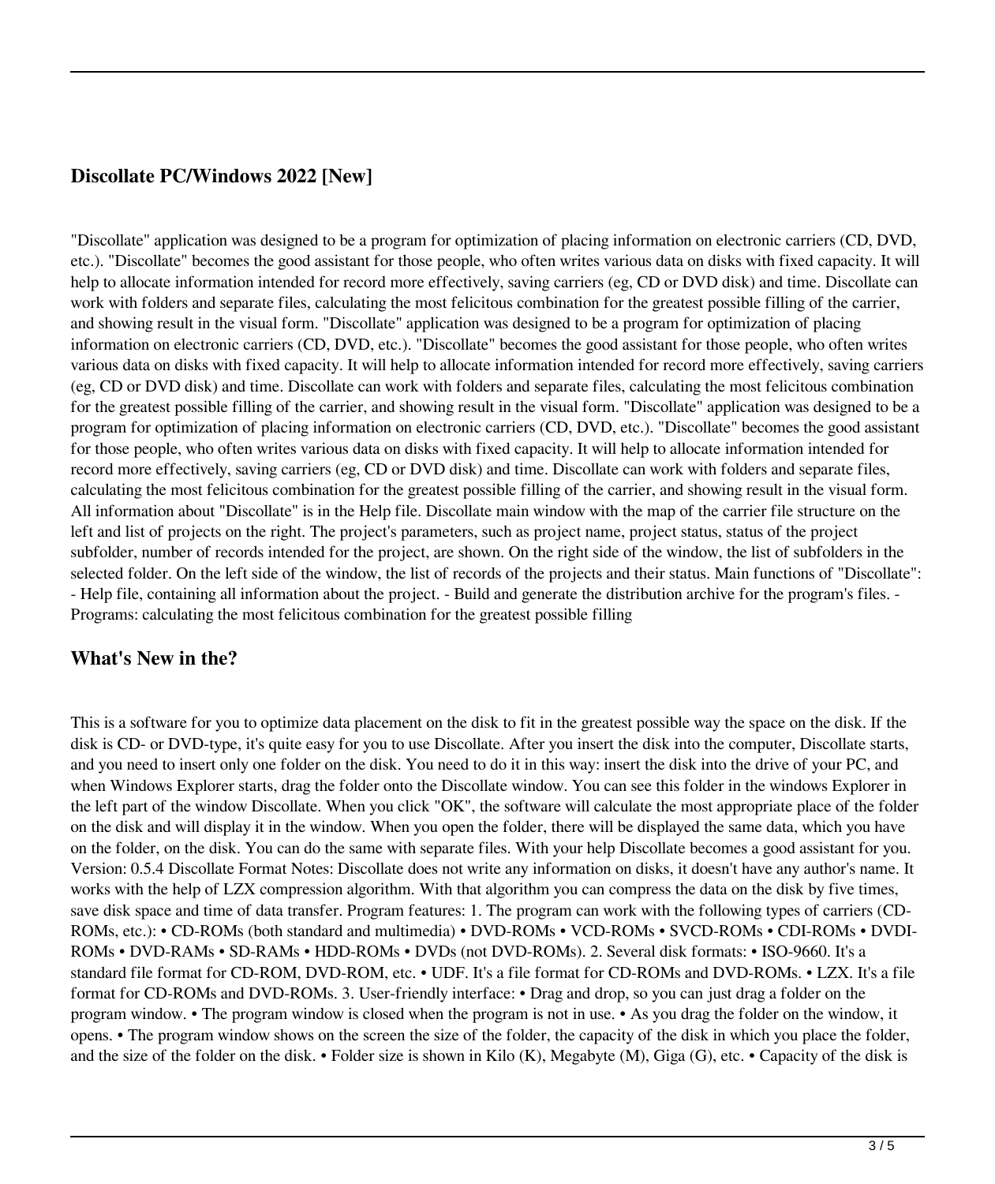## Discollate PC/Windows 2022 [New]

"Discollate" application was designed to be a program for optimization of placing information on electronic carriers (CD, DVD, etc.). "Discollate" becomes the good assistant for those people, who often writes various data on disks with fixed capacity. It will help to allocate information intended for record more effectively, saving carriers (eg, CD or DVD disk) and time. Discollate can work with folders and separate files, calculating the most felicitous combination for the greatest possible filling of the carrier, and showing result in the visual form. "Discollate" application was designed to be a program for optimization of placing information on electronic carriers (CD, DVD, etc.). "Discollate" becomes the good assistant for those people, who often writes various data on disks with fixed capacity. It will help to allocate information intended for record more effectively, saving carriers (eg, CD or DVD disk) and time. Discollate can work with folders and separate files, calculating the most felicitous combination for the greatest possible filling of the carrier, and showing result in the visual form. "Discollate" application was designed to be a program for optimization of placing information on electronic carriers (CD, DVD, etc.). "Discollate" becomes the good assistant for those people, who often writes various data on disks with fixed capacity. It will help to allocate information intended for record more effectively, saving carriers (eg, CD or DVD disk) and time. Discollate can work with folders and separate files, calculating the most felicitous combination for the greatest possible filling of the carrier, and showing result in the visual form. All information about "Discollate" is in the Help file. Discollate main window with the map of the carrier file structure on the left and list of projects on the right. The project's parameters, such as project name, project status, status of the project subfolder, number of records intended for the project, are shown. On the right side of the window, the list of subfolders in the selected folder. On the left side of the window, the list of records of the projects and their status. Main functions of "Discollate": - Help file, containing all information about the project. - Build and generate the distribution archive for the program's files. - Programs: calculating the most felicitous combination for the greatest possible filling

## What's New in the?

This is a software for you to optimize data placement on the disk to fit in the greatest possible way the space on the disk. If the disk is CD- or DVD-type, it's quite easy for you to use Discollate. After you insert the disk into the computer, Discollate starts, and you need to insert only one folder on the disk. You need to do it in this way: insert the disk into the drive of your PC, and when Windows Explorer starts, drag the folder onto the Discollate window. You can see this folder in the windows Explorer in the left part of the window Discollate. When you click "OK", the software will calculate the most appropriate place of the folder on the disk and will display it in the window. When you open the folder, there will be displayed the same data, which you have on the folder, on the disk. You can do the same with separate files. With your help Discollate becomes a good assistant for you. Version: 0.5.4 Discollate Format Notes: Discollate does not write any information on disks, it doesn't have any author's name. It works with the help of LZX compression algorithm. With that algorithm you can compress the data on the disk by five times, save disk space and time of data transfer. Program features: 1. The program can work with the following types of carriers (CD-ROMs, etc.): • CD-ROMs (both standard and multimedia) • DVD-ROMs • VCD-ROMs • SVCD-ROMs • CDI-ROMs • DVDI-ROMs • DVD-RAMs • SD-RAMs • HDD-ROMs • DVDs (not DVD-ROMs). 2. Several disk formats: • ISO-9660. It's a standard file format for CD-ROM, DVD-ROM, etc. • UDF. It's a file format for CD-ROMs and DVD-ROMs. • LZX. It's a file format for CD-ROMs and DVD-ROMs. 3. User-friendly interface: • Drag and drop, so you can just drag a folder on the program window. • The program window is closed when the program is not in use. • As you drag the folder on the window, it opens. • The program window shows on the screen the size of the folder, the capacity of the disk in which you place the folder, and the size of the folder on the disk. • Folder size is shown in Kilo (K), Megabyte (M), Giga (G), etc. • Capacity of the disk is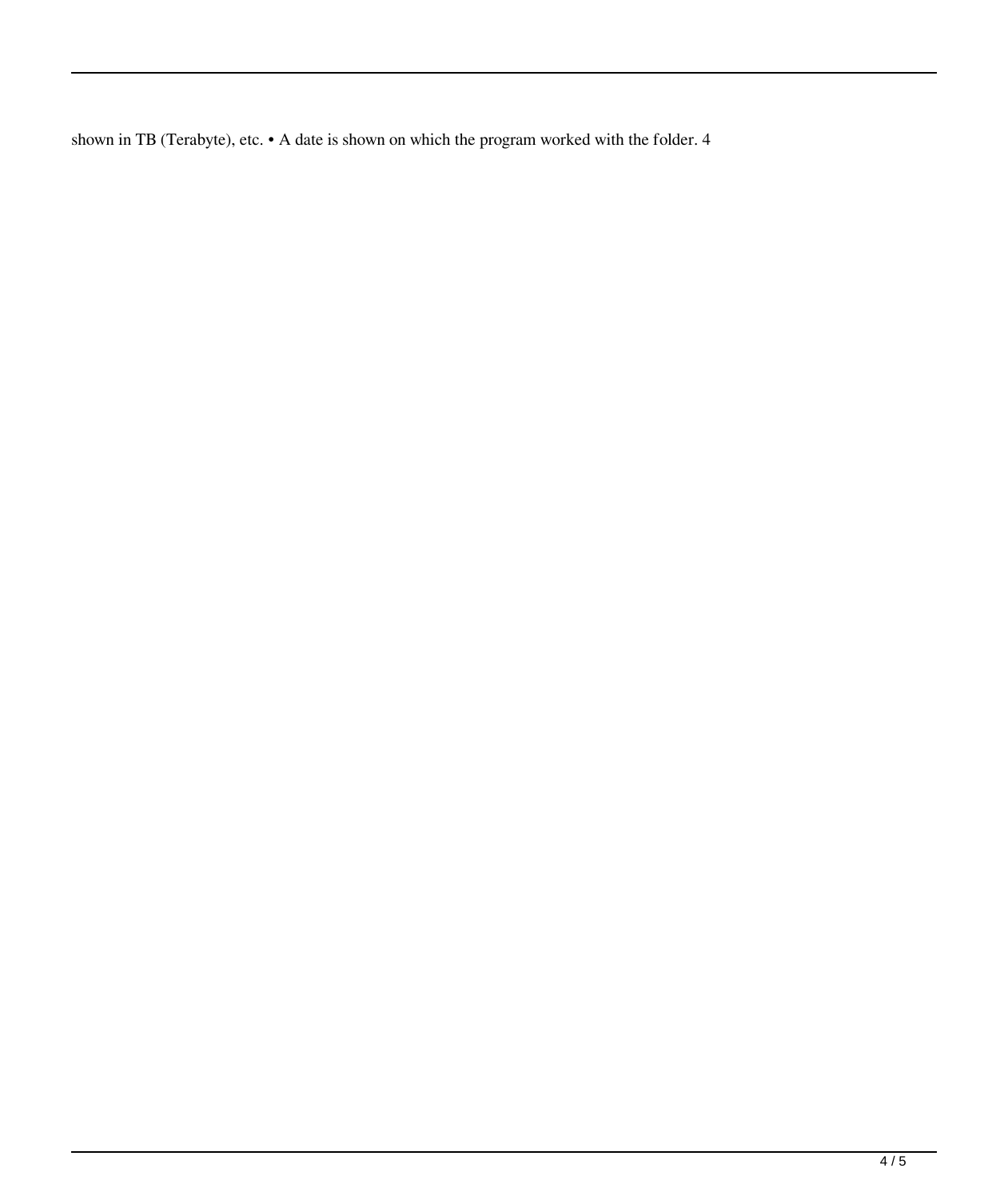shown in TB (Terabyte), etc. • A date is shown on which the program worked with the folder. 4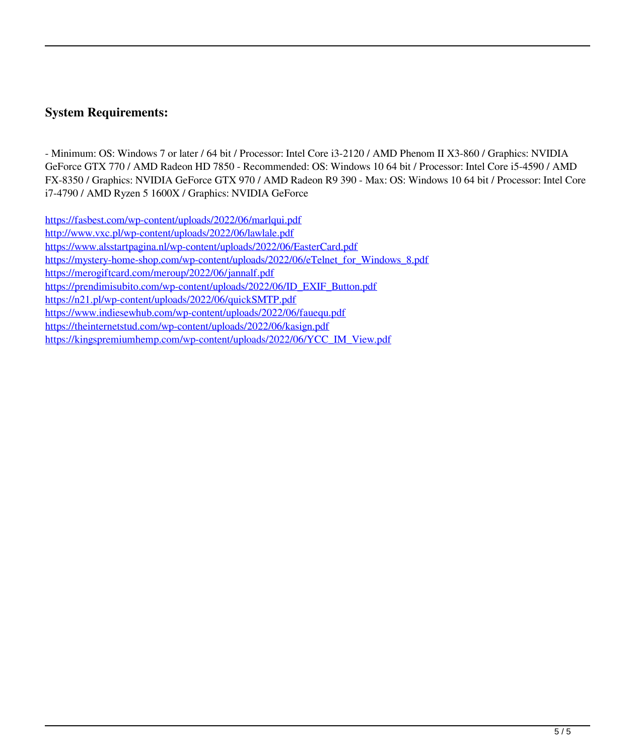### System Requirements:

- Minimum: OS: Windows 7 or later / 64 bit / Processor: Intel Core i3-2120 / AMD Phenom II X3-860 / Graphics: NVIDIA GeForce GTX 770 / AMD Radeon HD 7850 - Recommended: OS: Windows 10 64 bit / Processor: Intel Core i5-4590 / AMD FX-8350 / Graphics: NVIDIA GeForce GTX 970 / AMD Radeon R9 390 - Max: OS: Windows 10 64 bit / Processor: Intel Core i7-4790 / AMD Ryzen 5 1600X / Graphics: NVIDIA GeForce

https://fasbest.com/wp-content/uploads/2022/06/marlqui.pdf
http://www.vxc.pl/wp-content/uploads/2022/06/lawlale.pdf
https://www.alsstartpagina.nl/wp-content/uploads/2022/06/EasterCard.pdf
https://mystery-home-shop.com/wp-content/uploads/2022/06/eTelnet_for_Windows_8.pdf
https://merogiftcard.com/meroup/2022/06/jannalf.pdf
https://prendimisubito.com/wp-content/uploads/2022/06/ID_EXIF_Button.pdf
https://n21.pl/wp-content/uploads/2022/06/quickSMTP.pdf
https://www.indiesewhub.com/wp-content/uploads/2022/06/fauequ.pdf
https://theinternetstud.com/wp-content/uploads/2022/06/kasign.pdf
https://kingspremiumhemp.com/wp-content/uploads/2022/06/YCC_IM_View.pdf